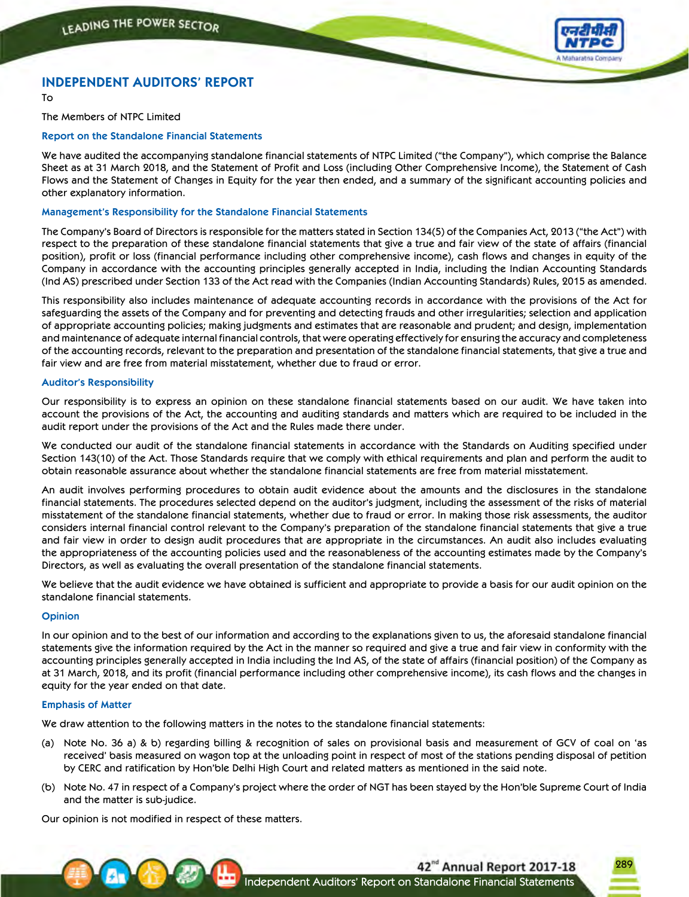# INDEPENDENT AUDITORS' REPORT

To

The Members of NTPC Limited

## Report on the Standalone Financial Statements

We have audited the accompanying standalone financial statements of NTPC Limited ("the Company"), which comprise the Balance Sheet as at 31 March 2018, and the Statement of Profit and Loss (including Other Comprehensive Income), the Statement of Cash Flows and the Statement of Changes in Equity for the year then ended, and a summary of the significant accounting policies and other explanatory information.

## Management's Responsibility for the Standalone Financial Statements

The Company's Board of Directors is responsible for the matters stated in Section 134(5) of the Companies Act, 2013 ("the Act") with respect to the preparation of these standalone financial statements that give a true and fair view of the state of affairs (financial position), profit or loss (financial performance including other comprehensive income), cash flows and changes in equity of the Company in accordance with the accounting principles generally accepted in India, including the Indian Accounting Standards (Ind AS) prescribed under Section 133 of the Act read with the Companies (Indian Accounting Standards) Rules, 2015 as amended.

This responsibility also includes maintenance of adequate accounting records in accordance with the provisions of the Act for safeguarding the assets of the Company and for preventing and detecting frauds and other irregularities; selection and application of appropriate accounting policies; making judgments and estimates that are reasonable and prudent; and design, implementation and maintenance of adequate internal financial controls, that were operating effectively for ensuring the accuracy and completeness of the accounting records, relevant to the preparation and presentation of the standalone financial statements, that give a true and fair view and are free from material misstatement, whether due to fraud or error.

## Auditor's Responsibility

Our responsibility is to express an opinion on these standalone financial statements based on our audit. We have taken into account the provisions of the Act, the accounting and auditing standards and matters which are required to be included in the audit report under the provisions of the Act and the Rules made there under.

We conducted our audit of the standalone financial statements in accordance with the Standards on Auditing specified under Section 143(10) of the Act. Those Standards require that we comply with ethical requirements and plan and perform the audit to obtain reasonable assurance about whether the standalone financial statements are free from material misstatement.

An audit involves performing procedures to obtain audit evidence about the amounts and the disclosures in the standalone financial statements. The procedures selected depend on the auditor's judgment, including the assessment of the risks of material misstatement of the standalone financial statements, whether due to fraud or error. In making those risk assessments, the auditor considers internal financial control relevant to the Company's preparation of the standalone financial statements that give a true and fair view in order to design audit procedures that are appropriate in the circumstances. An audit also includes evaluating the appropriateness of the accounting policies used and the reasonableness of the accounting estimates made by the Company's Directors, as well as evaluating the overall presentation of the standalone financial statements.

We believe that the audit evidence we have obtained is sufficient and appropriate to provide a basis for our audit opinion on the standalone financial statements.

## Opinion

In our opinion and to the best of our information and according to the explanations given to us, the aforesaid standalone financial statements give the information required by the Act in the manner so required and give a true and fair view in conformity with the accounting principles generally accepted in India including the Ind AS, of the state of affairs (financial position) of the Company as at 31 March, 2018, and its profit (financial performance including other comprehensive income), its cash flows and the changes in equity for the year ended on that date.

## Emphasis of Matter

We draw attention to the following matters in the notes to the standalone financial statements:

(a) Note No. 36 a) & b) regarding billing & recognition of sales on provisional basis and measurement of GCV of coal on 'as received' basis measured on wagon top at the unloading point in respect of most of the stations pending disposal of petition by CERC and ratification by Hon'ble Delhi High Court and related matters as mentioned in the said note.

(b) Note No. 47 in respect of a Company's project where the order of NGT has been stayed by the Hon'ble Supreme Court of India and the matter is sub-judice.

Our opinion is not modified in respect of these matters.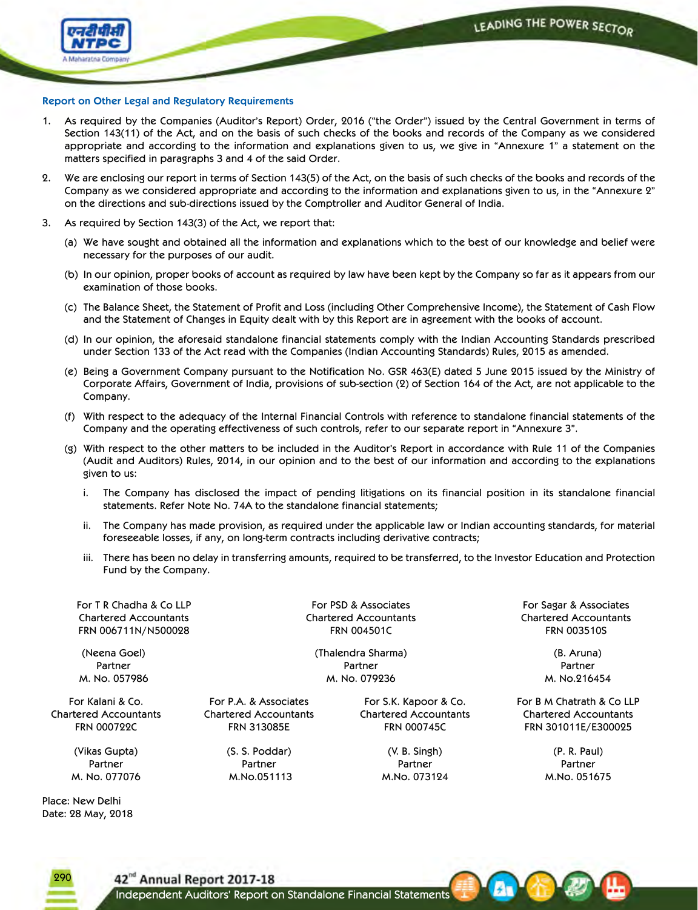## Report on Other Legal and Regulatory Requirements

1. As required by the Companies (Auditor's Report) Order, 2016 ("the Order") issued by the Central Government in terms of Section 143(11) of the Act, and on the basis of such checks of the books and records of the Company as we considered appropriate and according to the information and explanations given to us, we give in "Annexure 1" a statement on the matters specified in paragraphs 3 and 4 of the said Order.

2. We are enclosing our report in terms of Section 143(5) of the Act, on the basis of such checks of the books and records of the Company as we considered appropriate and according to the information and explanations given to us, in the "Annexure 2" on the directions and sub-directions issued by the Comptroller and Auditor General of India.

3. As required by Section 143(3) of the Act, we report that:

   (a) We have sought and obtained all the information and explanations which to the best of our knowledge and belief were necessary for the purposes of our audit.

   (b) In our opinion, proper books of account as required by law have been kept by the Company so far as it appears from our examination of those books.

   (c) The Balance Sheet, the Statement of Profit and Loss (including Other Comprehensive Income), the Statement of Cash Flow and the Statement of Changes in Equity dealt with by this Report are in agreement with the books of account.

   (d) In our opinion, the aforesaid standalone financial statements comply with the Indian Accounting Standards prescribed under Section 133 of the Act read with the Companies (Indian Accounting Standards) Rules, 2015 as amended.

   (e) Being a Government Company pursuant to the Notification No. GSR 463(E) dated 5 June 2015 issued by the Ministry of Corporate Affairs, Government of India, provisions of sub-section (2) of Section 164 of the Act, are not applicable to the Company.

   (f) With respect to the adequacy of the Internal Financial Controls with reference to standalone financial statements of the Company and the operating effectiveness of such controls, refer to our separate report in "Annexure 3".

   (g) With respect to the other matters to be included in the Auditor's Report in accordance with Rule 11 of the Companies (Audit and Auditors) Rules, 2014, in our opinion and to the best of our information and according to the explanations given to us:

      i. The Company has disclosed the impact of pending litigations on its financial position in its standalone financial statements. Refer Note No. 74A to the standalone financial statements;

      ii. The Company has made provision, as required under the applicable law or Indian accounting standards, for material foreseeable losses, if any, on long-term contracts including derivative contracts;

      iii. There has been no delay in transferring amounts, required to be transferred, to the Investor Education and Protection Fund by the Company.

For T R Chadha & Co LLP
Chartered Accountants
FRN 006711N/N500028

(Neena Goel)
Partner
M. No. 057986

For PSD & Associates
Chartered Accountants
FRN 004501C

(Thalendra Sharma)
Partner
M. No. 079236

For Sagar & Associates
Chartered Accountants
FRN 003510S

(B. Aruna)
Partner
M. No.216454

For Kalani & Co.
Chartered Accountants
FRN 000722C

(Vikas Gupta)
Partner
M. No. 077076

For P.A. & Associates
Chartered Accountants
FRN 313085E

(S. S. Poddar)
Partner
M.No.051113

For S.K. Kapoor & Co.
Chartered Accountants
FRN 000745C

(V. B. Singh)
Partner
M.No. 073124

For B M Chatrath & Co LLP
Chartered Accountants
FRN 301011E/E300025

(P. R. Paul)
Partner
M.No. 051675

Place: New Delhi
Date: 28 May, 2018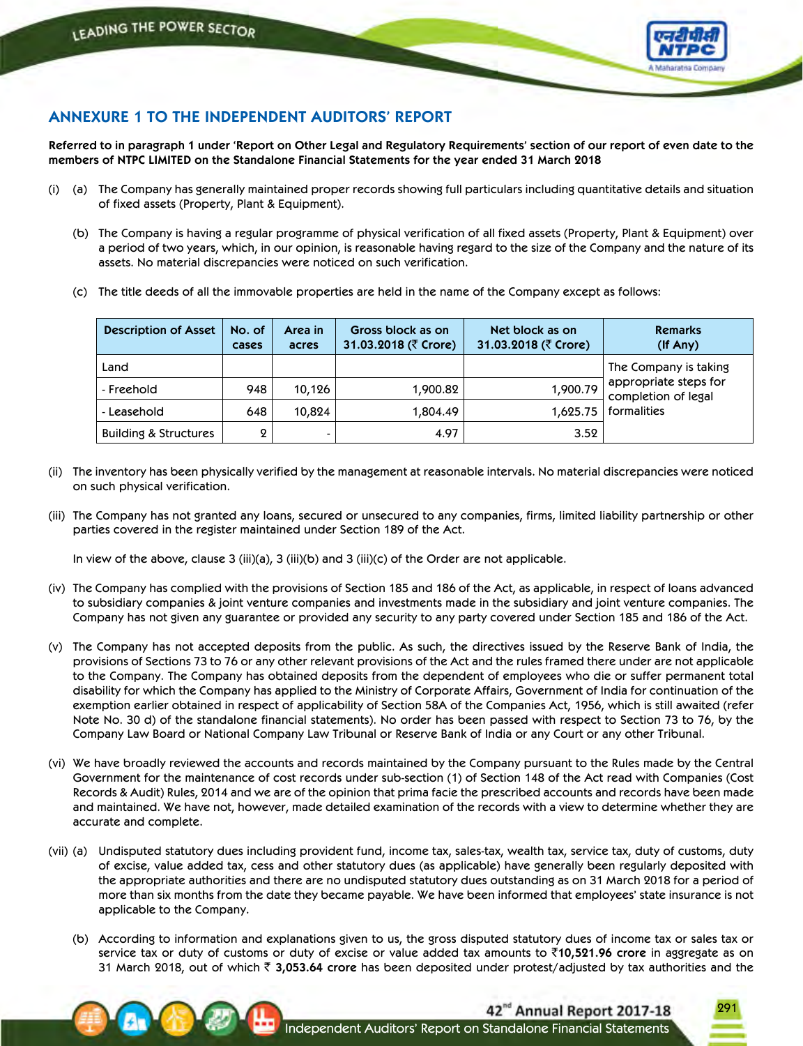## ANNEXURE 1 TO THE INDEPENDENT AUDITORS' REPORT

**Referred to in paragraph 1 under 'Report on Other Legal and Regulatory Requirements' section of our report of even date to the members of NTPC LIMITED on the Standalone Financial Statements for the year ended 31 March 2018**

(i) (a) The Company has generally maintained proper records showing full particulars including quantitative details and situation of fixed assets (Property, Plant & Equipment).

(b) The Company is having a regular programme of physical verification of all fixed assets (Property, Plant & Equipment) over a period of two years, which, in our opinion, is reasonable having regard to the size of the Company and the nature of its assets. No material discrepancies were noticed on such verification.

(c) The title deeds of all the immovable properties are held in the name of the Company except as follows:

| Description of Asset | No. of cases | Area in acres | Gross block as on 31.03.2018 (₹ Crore) | Net block as on 31.03.2018 (₹ Crore) | Remarks (If Any) |
|---|---|---|---|---|---|
| Land | | | | | The Company is taking appropriate steps for completion of legal formalities |
| - Freehold | 948 | 10,126 | 1,900.82 | 1,900.79 | |
| - Leasehold | 648 | 10,824 | 1,804.49 | 1,625.75 | |
| Building & Structures | 2 | - | 4.97 | 3.52 | |

(ii) The inventory has been physically verified by the management at reasonable intervals. No material discrepancies were noticed on such physical verification.

(iii) The Company has not granted any loans, secured or unsecured to any companies, firms, limited liability partnership or other parties covered in the register maintained under Section 189 of the Act.

In view of the above, clause 3 (iii)(a), 3 (iii)(b) and 3 (iii)(c) of the Order are not applicable.

(iv) The Company has complied with the provisions of Section 185 and 186 of the Act, as applicable, in respect of loans advanced to subsidiary companies & joint venture companies and investments made in the subsidiary and joint venture companies. The Company has not given any guarantee or provided any security to any party covered under Section 185 and 186 of the Act.

(v) The Company has not accepted deposits from the public. As such, the directives issued by the Reserve Bank of India, the provisions of Sections 73 to 76 or any other relevant provisions of the Act and the rules framed there under are not applicable to the Company. The Company has obtained deposits from the dependent of employees who die or suffer permanent total disability for which the Company has applied to the Ministry of Corporate Affairs, Government of India for continuation of the exemption earlier obtained in respect of applicability of Section 58A of the Companies Act, 1956, which is still awaited (refer Note No. 30 d) of the standalone financial statements). No order has been passed with respect to Section 73 to 76, by the Company Law Board or National Company Law Tribunal or Reserve Bank of India or any Court or any other Tribunal.

(vi) We have broadly reviewed the accounts and records maintained by the Company pursuant to the Rules made by the Central Government for the maintenance of cost records under sub-section (1) of Section 148 of the Act read with Companies (Cost Records & Audit) Rules, 2014 and we are of the opinion that prima facie the prescribed accounts and records have been made and maintained. We have not, however, made detailed examination of the records with a view to determine whether they are accurate and complete.

(vii) (a) Undisputed statutory dues including provident fund, income tax, sales-tax, wealth tax, service tax, duty of customs, duty of excise, value added tax, cess and other statutory dues (as applicable) have generally been regularly deposited with the appropriate authorities and there are no undisputed statutory dues outstanding as on 31 March 2018 for a period of more than six months from the date they became payable. We have been informed that employees' state insurance is not applicable to the Company.

(b) According to information and explanations given to us, the gross disputed statutory dues of income tax or sales tax or service tax or duty of customs or duty of excise or value added tax amounts to ₹**10,521.96 crore** in aggregate as on 31 March 2018, out of which ₹ **3,053.64 crore** has been deposited under protest/adjusted by tax authorities and the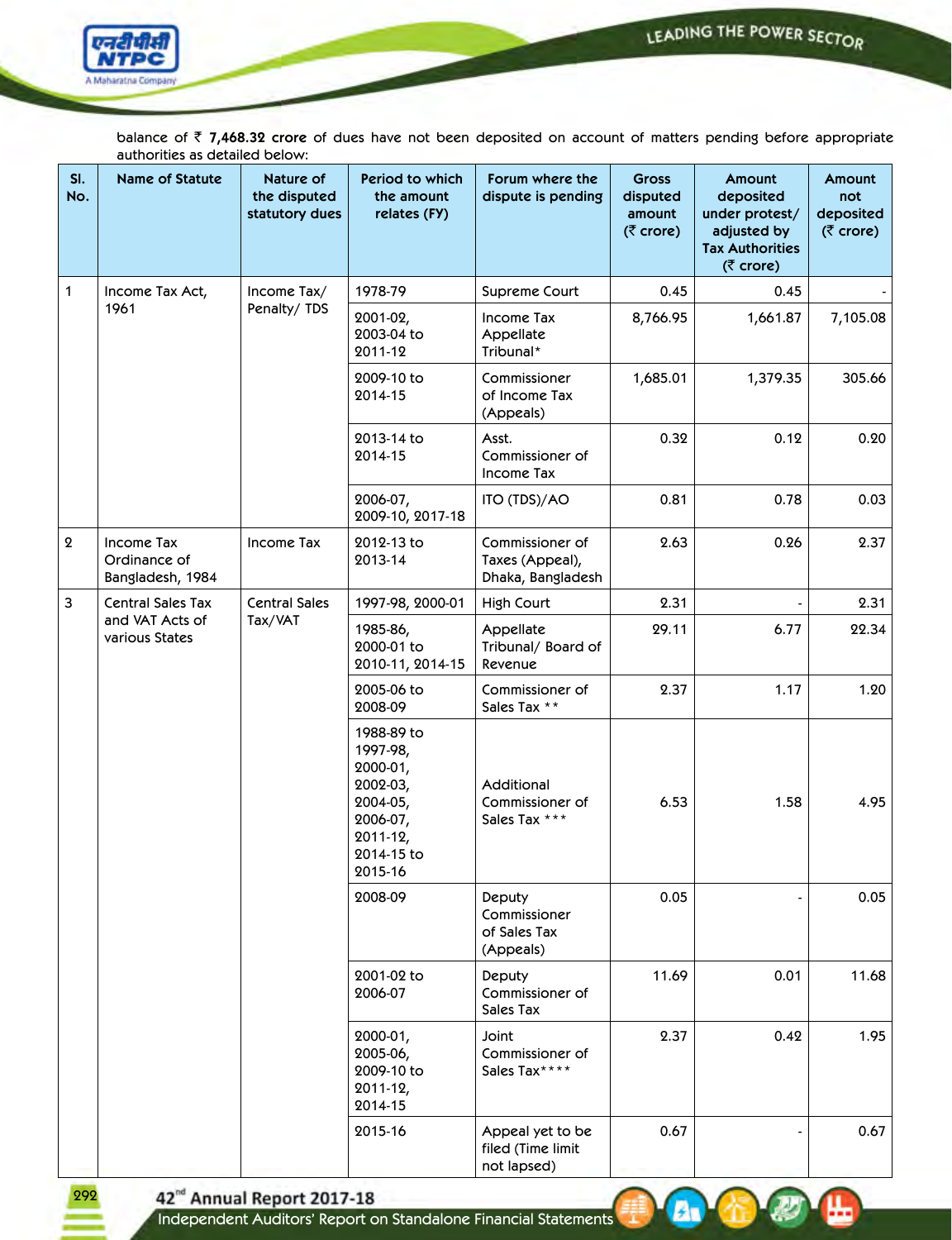balance of ₹ **7,468.32 crore** of dues have not been deposited on account of matters pending before appropriate authorities as detailed below:

| Sl. No. | Name of Statute | Nature of the disputed statutory dues | Period to which the amount relates (FY) | Forum where the dispute is pending | Gross disputed amount (₹ crore) | Amount deposited under protest/ adjusted by Tax Authorities (₹ crore) | Amount not deposited (₹ crore) |
|---|---|---|---|---|---|---|---|
| 1 | Income Tax Act, 1961 | Income Tax/ Penalty/ TDS | 1978-79 | Supreme Court | 0.45 | 0.45 | - |
| | | | 2001-02, 2003-04 to 2011-12 | Income Tax Appellate Tribunal* | 8,766.95 | 1,661.87 | 7,105.08 |
| | | | 2009-10 to 2014-15 | Commissioner of Income Tax (Appeals) | 1,685.01 | 1,379.35 | 305.66 |
| | | | 2013-14 to 2014-15 | Asst. Commissioner of Income Tax | 0.32 | 0.12 | 0.20 |
| | | | 2006-07, 2009-10, 2017-18 | ITO (TDS)/AO | 0.81 | 0.78 | 0.03 |
| 2 | Income Tax Ordinance of Bangladesh, 1984 | Income Tax | 2012-13 to 2013-14 | Commissioner of Taxes (Appeal), Dhaka, Bangladesh | 2.63 | 0.26 | 2.37 |
| 3 | Central Sales Tax and VAT Acts of various States | Central Sales Tax/VAT | 1997-98, 2000-01 | High Court | 2.31 | - | 2.31 |
| | | | 1985-86, 2000-01 to 2010-11, 2014-15 | Appellate Tribunal/ Board of Revenue | 29.11 | 6.77 | 22.34 |
| | | | 2005-06 to 2008-09 | Commissioner of Sales Tax ** | 2.37 | 1.17 | 1.20 |
| | | | 1988-89 to 1997-98, 2000-01, 2002-03, 2004-05, 2006-07, 2011-12, 2014-15 to 2015-16 | Additional Commissioner of Sales Tax *** | 6.53 | 1.58 | 4.95 |
| | | | 2008-09 | Deputy Commissioner of Sales Tax (Appeals) | 0.05 | - | 0.05 |
| | | | 2001-02 to 2006-07 | Deputy Commissioner of Sales Tax | 11.69 | 0.01 | 11.68 |
| | | | 2000-01, 2005-06, 2009-10 to 2011-12, 2014-15 | Joint Commissioner of Sales Tax**** | 2.37 | 0.42 | 1.95 |
| | | | 2015-16 | Appeal yet to be filed (Time limit not lapsed) | 0.67 | - | 0.67 |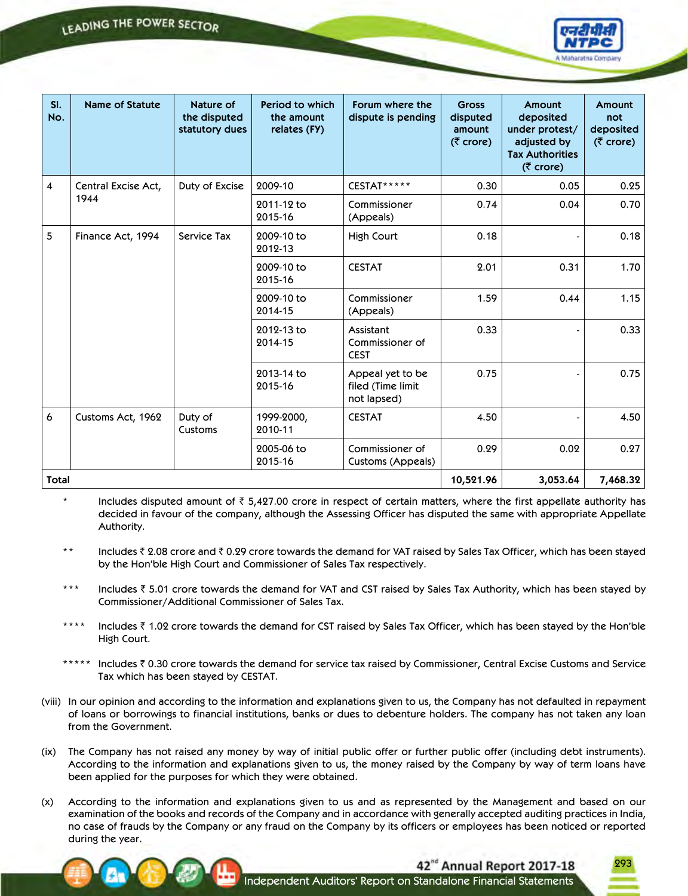| Sl. No. | Name of Statute | Nature of the disputed statutory dues | Period to which the amount relates (FY) | Forum where the dispute is pending | Gross disputed amount (₹ crore) | Amount deposited under protest/ adjusted by Tax Authorities (₹ crore) | Amount not deposited (₹ crore) |
|---|---|---|---|---|---|---|---|
| 4 | Central Excise Act, 1944 | Duty of Excise | 2009-10 | CESTAT***** | 0.30 | 0.05 | 0.25 |
| | | | 2011-12 to 2015-16 | Commissioner (Appeals) | 0.74 | 0.04 | 0.70 |
| 5 | Finance Act, 1994 | Service Tax | 2009-10 to 2012-13 | High Court | 0.18 | - | 0.18 |
| | | | 2009-10 to 2015-16 | CESTAT | 2.01 | 0.31 | 1.70 |
| | | | 2009-10 to 2014-15 | Commissioner (Appeals) | 1.59 | 0.44 | 1.15 |
| | | | 2012-13 to 2014-15 | Assistant Commissioner of CEST | 0.33 | - | 0.33 |
| | | | 2013-14 to 2015-16 | Appeal yet to be filed (Time limit not lapsed) | 0.75 | - | 0.75 |
| 6 | Customs Act, 1962 | Duty of Customs | 1999-2000, 2010-11 | CESTAT | 4.50 | - | 4.50 |
| | | | 2005-06 to 2015-16 | Commissioner of Customs (Appeals) | 0.29 | 0.02 | 0.27 |
| **Total** | | | | | **10,521.96** | **3,053.64** | **7,468.32** |

\* Includes disputed amount of ₹ 5,427.00 crore in respect of certain matters, where the first appellate authority has decided in favour of the company, although the Assessing Officer has disputed the same with appropriate Appellate Authority.

\** Includes ₹ 2.08 crore and ₹ 0.29 crore towards the demand for VAT raised by Sales Tax Officer, which has been stayed by the Hon'ble High Court and Commissioner of Sales Tax respectively.

\*** Includes ₹ 5.01 crore towards the demand for VAT and CST raised by Sales Tax Authority, which has been stayed by Commissioner/Additional Commissioner of Sales Tax.

\**** Includes ₹ 1.02 crore towards the demand for CST raised by Sales Tax Officer, which has been stayed by the Hon'ble High Court.

\***** Includes ₹ 0.30 crore towards the demand for service tax raised by Commissioner, Central Excise Customs and Service Tax which has been stayed by CESTAT.

(viii) In our opinion and according to the information and explanations given to us, the Company has not defaulted in repayment of loans or borrowings to financial institutions, banks or dues to debenture holders. The company has not taken any loan from the Government.

(ix) The Company has not raised any money by way of initial public offer or further public offer (including debt instruments). According to the information and explanations given to us, the money raised by the Company by way of term loans have been applied for the purposes for which they were obtained.

(x) According to the information and explanations given to us and as represented by the Management and based on our examination of the books and records of the Company and in accordance with generally accepted auditing practices in India, no case of frauds by the Company or any fraud on the Company by its officers or employees has been noticed or reported during the year.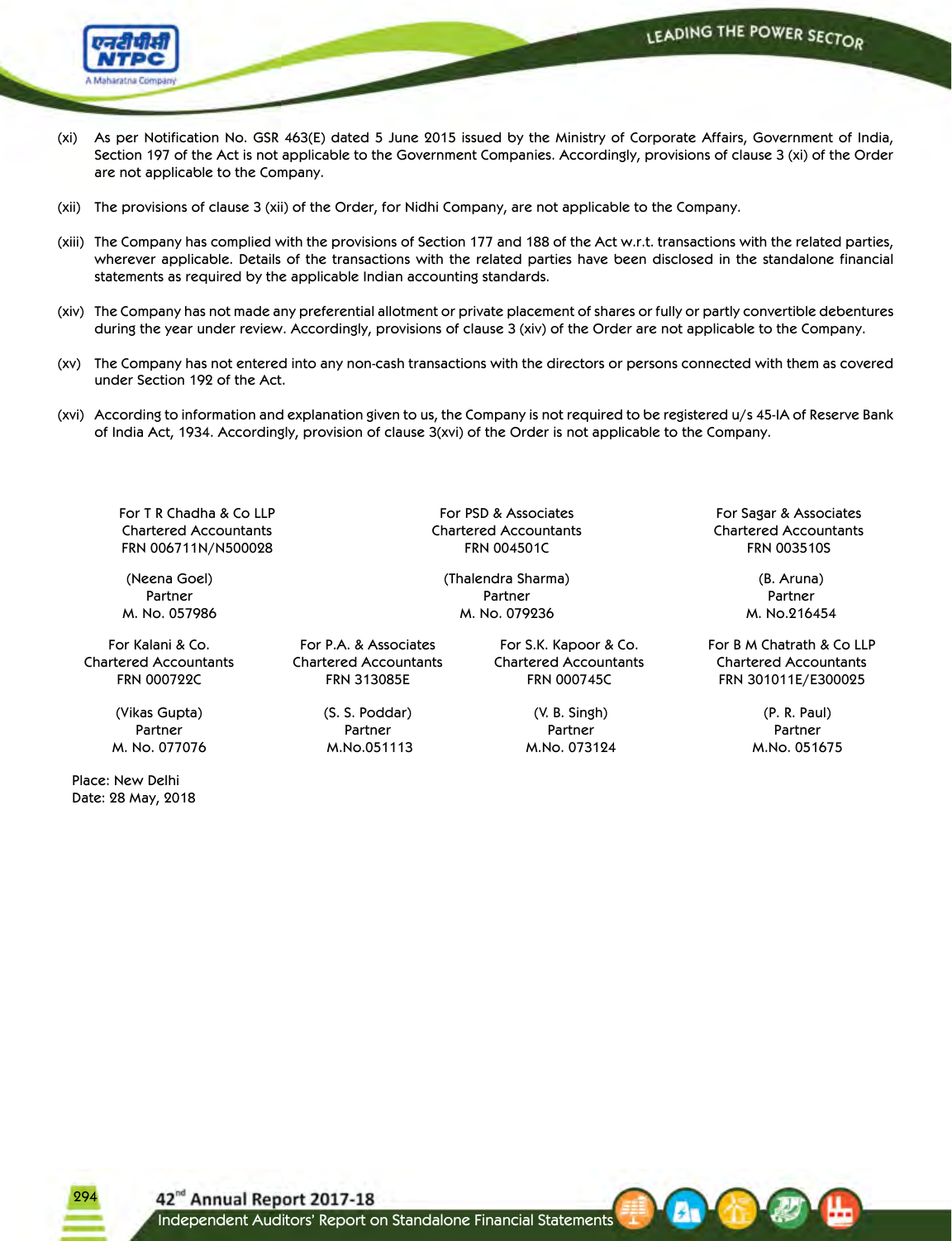(xi) As per Notification No. GSR 463(E) dated 5 June 2015 issued by the Ministry of Corporate Affairs, Government of India, Section 197 of the Act is not applicable to the Government Companies. Accordingly, provisions of clause 3 (xi) of the Order are not applicable to the Company.

(xii) The provisions of clause 3 (xii) of the Order, for Nidhi Company, are not applicable to the Company.

(xiii) The Company has complied with the provisions of Section 177 and 188 of the Act w.r.t. transactions with the related parties, wherever applicable. Details of the transactions with the related parties have been disclosed in the standalone financial statements as required by the applicable Indian accounting standards.

(xiv) The Company has not made any preferential allotment or private placement of shares or fully or partly convertible debentures during the year under review. Accordingly, provisions of clause 3 (xiv) of the Order are not applicable to the Company.

(xv) The Company has not entered into any non-cash transactions with the directors or persons connected with them as covered under Section 192 of the Act.

(xvi) According to information and explanation given to us, the Company is not required to be registered u/s 45-IA of Reserve Bank of India Act, 1934. Accordingly, provision of clause 3(xvi) of the Order is not applicable to the Company.

For T R Chadha & Co LLP
Chartered Accountants
FRN 006711N/N500028

(Neena Goel)
Partner
M. No. 057986

For PSD & Associates
Chartered Accountants
FRN 004501C

(Thalendra Sharma)
Partner
M. No. 079236

For Sagar & Associates
Chartered Accountants
FRN 003510S

(B. Aruna)
Partner
M. No.216454

For Kalani & Co.
Chartered Accountants
FRN 000722C

(Vikas Gupta)
Partner
M. No. 077076

For P.A. & Associates
Chartered Accountants
FRN 313085E

(S. S. Poddar)
Partner
M.No.051113

For S.K. Kapoor & Co.
Chartered Accountants
FRN 000745C

(V. B. Singh)
Partner
M.No. 073124

For B M Chatrath & Co LLP
Chartered Accountants
FRN 301011E/E300025

(P. R. Paul)
Partner
M.No. 051675

Place: New Delhi
Date: 28 May, 2018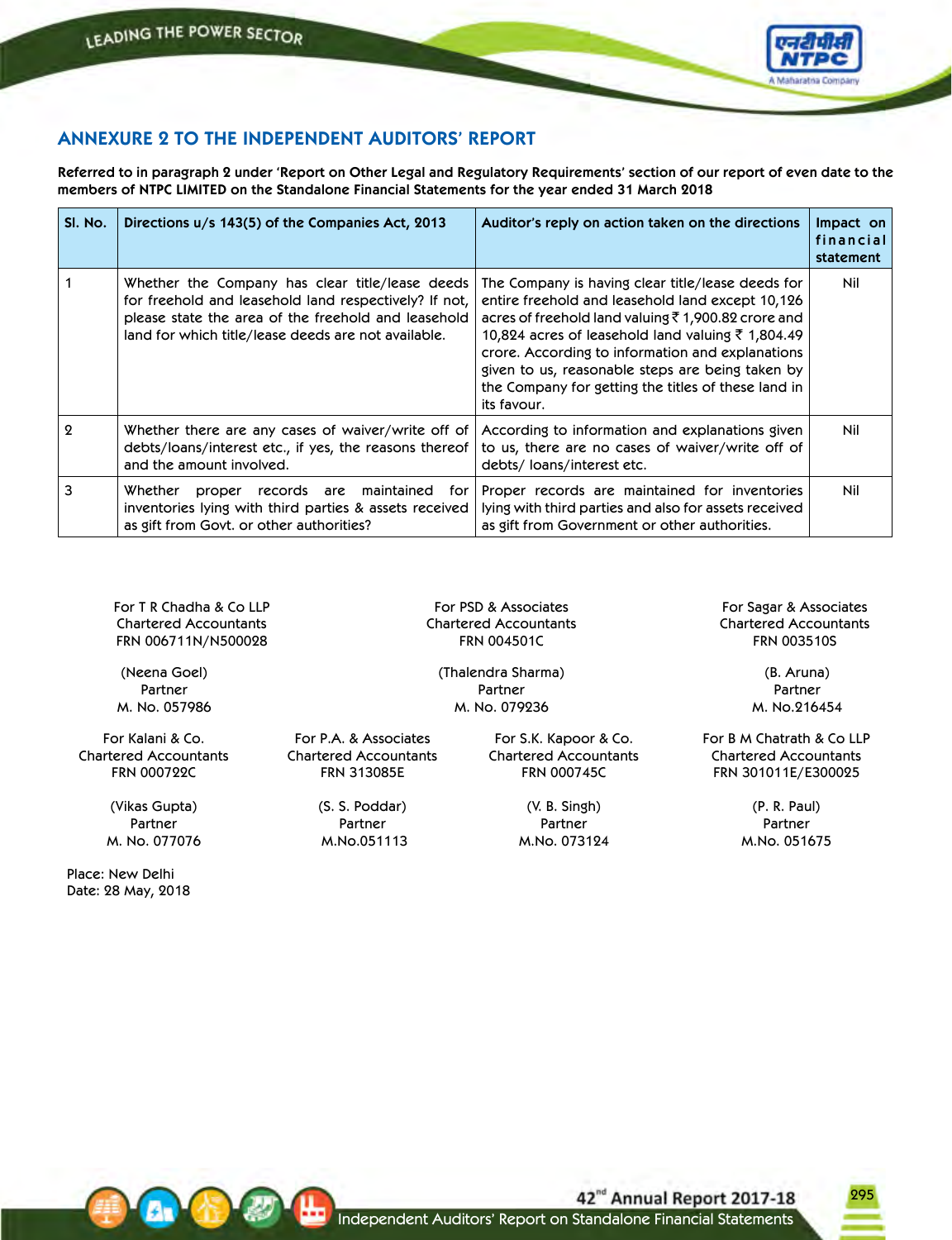## ANNEXURE 2 TO THE INDEPENDENT AUDITORS' REPORT

**Referred to in paragraph 2 under 'Report on Other Legal and Regulatory Requirements' section of our report of even date to the members of NTPC LIMITED on the Standalone Financial Statements for the year ended 31 March 2018**

| Sl. No. | Directions u/s 143(5) of the Companies Act, 2013 | Auditor's reply on action taken on the directions | Impact on financial statement |
|---|---|---|---|
| 1 | Whether the Company has clear title/lease deeds for freehold and leasehold land respectively? If not, please state the area of the freehold and leasehold land for which title/lease deeds are not available. | The Company is having clear title/lease deeds for entire freehold and leasehold land except 10,126 acres of freehold land valuing ₹ 1,900.82 crore and 10,824 acres of leasehold land valuing ₹ 1,804.49 crore. According to information and explanations given to us, reasonable steps are being taken by the Company for getting the titles of these land in its favour. | Nil |
| 2 | Whether there are any cases of waiver/write off of debts/loans/interest etc., if yes, the reasons thereof and the amount involved. | According to information and explanations given to us, there are no cases of waiver/write off of debts/ loans/interest etc. | Nil |
| 3 | Whether proper records are maintained for inventories lying with third parties & assets received as gift from Govt. or other authorities? | Proper records are maintained for inventories lying with third parties and also for assets received as gift from Government or other authorities. | Nil |

For T R Chadha & Co LLP
Chartered Accountants
FRN 006711N/N500028

(Neena Goel)
Partner
M. No. 057986

For PSD & Associates
Chartered Accountants
FRN 004501C

(Thalendra Sharma)
Partner
M. No. 079236

For Sagar & Associates
Chartered Accountants
FRN 003510S

(B. Aruna)
Partner
M. No.216454

For Kalani & Co.
Chartered Accountants
FRN 000722C

(Vikas Gupta)
Partner
M. No. 077076

For P.A. & Associates
Chartered Accountants
FRN 313085E

(S. S. Poddar)
Partner
M.No.051113

For S.K. Kapoor & Co.
Chartered Accountants
FRN 000745C

(V. B. Singh)
Partner
M.No. 073124

For B M Chatrath & Co LLP
Chartered Accountants
FRN 301011E/E300025

(P. R. Paul)
Partner
M.No. 051675

Place: New Delhi
Date: 28 May, 2018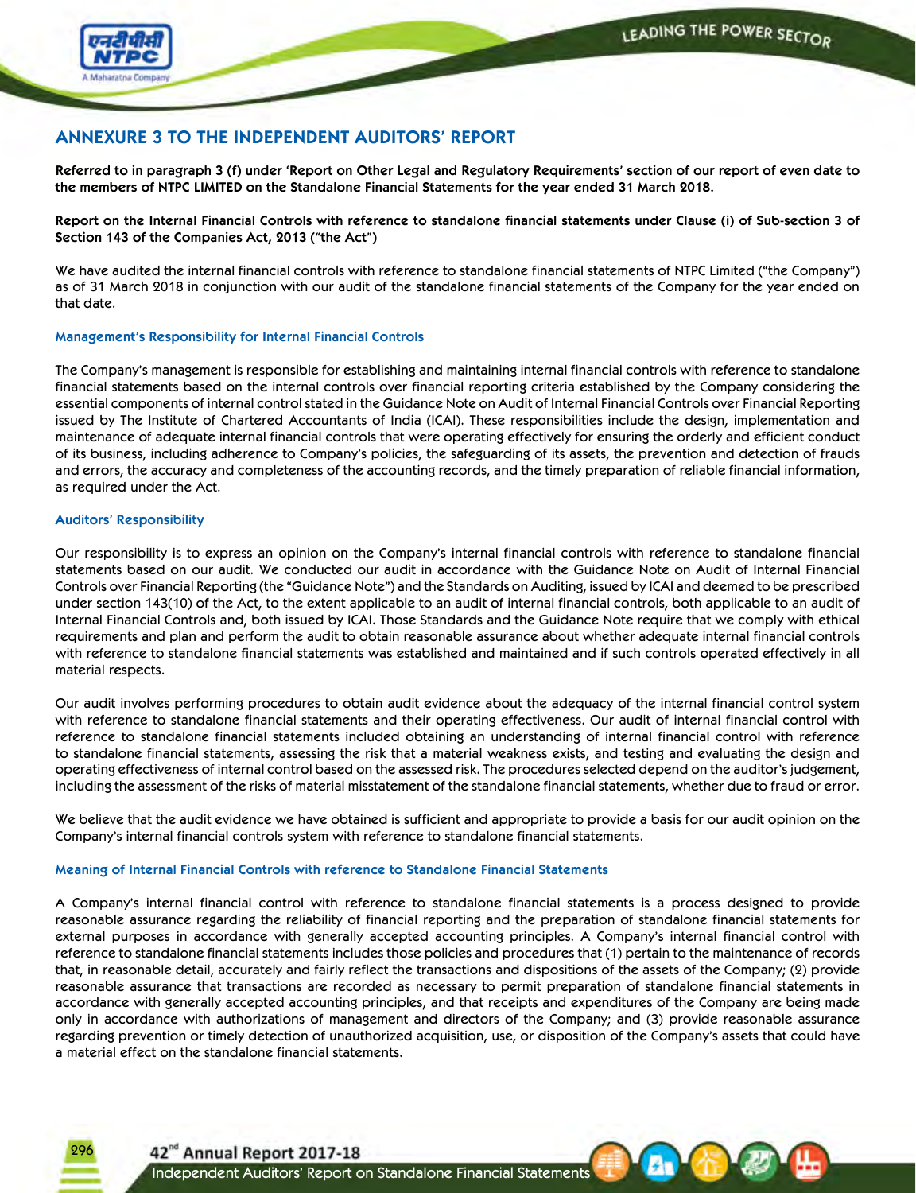## ANNEXURE 3 TO THE INDEPENDENT AUDITORS' REPORT

**Referred to in paragraph 3 (f) under 'Report on Other Legal and Regulatory Requirements' section of our report of even date to the members of NTPC LIMITED on the Standalone Financial Statements for the year ended 31 March 2018.**

**Report on the Internal Financial Controls with reference to standalone financial statements under Clause (i) of Sub-section 3 of Section 143 of the Companies Act, 2013 ("the Act")**

We have audited the internal financial controls with reference to standalone financial statements of NTPC Limited ("the Company") as of 31 March 2018 in conjunction with our audit of the standalone financial statements of the Company for the year ended on that date.

### Management's Responsibility for Internal Financial Controls

The Company's management is responsible for establishing and maintaining internal financial controls with reference to standalone financial statements based on the internal controls over financial reporting criteria established by the Company considering the essential components of internal control stated in the Guidance Note on Audit of Internal Financial Controls over Financial Reporting issued by The Institute of Chartered Accountants of India (ICAI). These responsibilities include the design, implementation and maintenance of adequate internal financial controls that were operating effectively for ensuring the orderly and efficient conduct of its business, including adherence to Company's policies, the safeguarding of its assets, the prevention and detection of frauds and errors, the accuracy and completeness of the accounting records, and the timely preparation of reliable financial information, as required under the Act.

### Auditors' Responsibility

Our responsibility is to express an opinion on the Company's internal financial controls with reference to standalone financial statements based on our audit. We conducted our audit in accordance with the Guidance Note on Audit of Internal Financial Controls over Financial Reporting (the "Guidance Note") and the Standards on Auditing, issued by ICAI and deemed to be prescribed under section 143(10) of the Act, to the extent applicable to an audit of internal financial controls, both applicable to an audit of Internal Financial Controls and, both issued by ICAI. Those Standards and the Guidance Note require that we comply with ethical requirements and plan and perform the audit to obtain reasonable assurance about whether adequate internal financial controls with reference to standalone financial statements was established and maintained and if such controls operated effectively in all material respects.

Our audit involves performing procedures to obtain audit evidence about the adequacy of the internal financial control system with reference to standalone financial statements and their operating effectiveness. Our audit of internal financial control with reference to standalone financial statements included obtaining an understanding of internal financial control with reference to standalone financial statements, assessing the risk that a material weakness exists, and testing and evaluating the design and operating effectiveness of internal control based on the assessed risk. The procedures selected depend on the auditor's judgement, including the assessment of the risks of material misstatement of the standalone financial statements, whether due to fraud or error.

We believe that the audit evidence we have obtained is sufficient and appropriate to provide a basis for our audit opinion on the Company's internal financial controls system with reference to standalone financial statements.

### Meaning of Internal Financial Controls with reference to Standalone Financial Statements

A Company's internal financial control with reference to standalone financial statements is a process designed to provide reasonable assurance regarding the reliability of financial reporting and the preparation of standalone financial statements for external purposes in accordance with generally accepted accounting principles. A Company's internal financial control with reference to standalone financial statements includes those policies and procedures that (1) pertain to the maintenance of records that, in reasonable detail, accurately and fairly reflect the transactions and dispositions of the assets of the Company; (2) provide reasonable assurance that transactions are recorded as necessary to permit preparation of standalone financial statements in accordance with generally accepted accounting principles, and that receipts and expenditures of the Company are being made only in accordance with authorizations of management and directors of the Company; and (3) provide reasonable assurance regarding prevention or timely detection of unauthorized acquisition, use, or disposition of the Company's assets that could have a material effect on the standalone financial statements.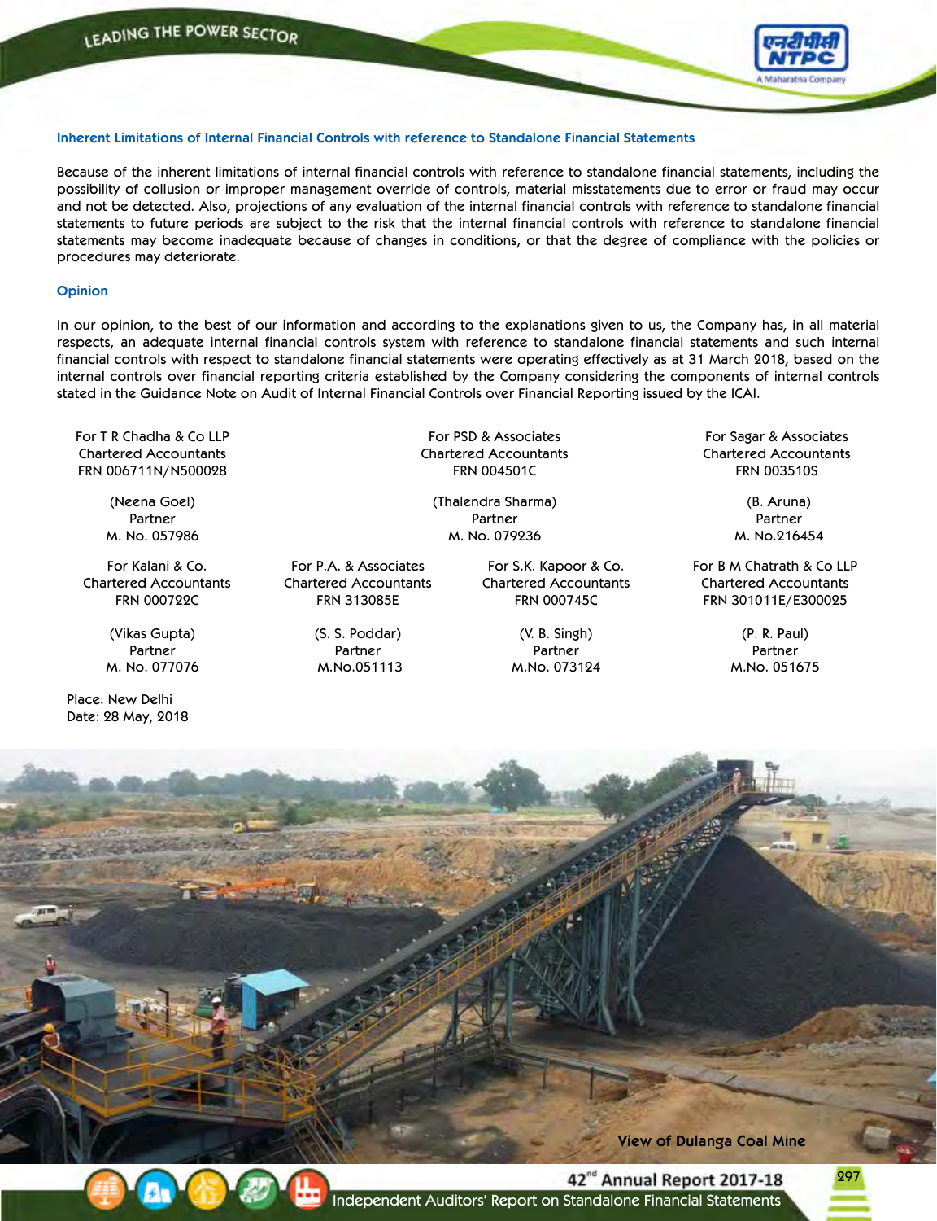### Inherent Limitations of Internal Financial Controls with reference to Standalone Financial Statements

Because of the inherent limitations of internal financial controls with reference to standalone financial statements, including the possibility of collusion or improper management override of controls, material misstatements due to error or fraud may occur and not be detected. Also, projections of any evaluation of the internal financial controls with reference to standalone financial statements to future periods are subject to the risk that the internal financial controls with reference to standalone financial statements may become inadequate because of changes in conditions, or that the degree of compliance with the policies or procedures may deteriorate.

### Opinion

In our opinion, to the best of our information and according to the explanations given to us, the Company has, in all material respects, an adequate internal financial controls system with reference to standalone financial statements and such internal financial controls with respect to standalone financial statements were operating effectively as at 31 March 2018, based on the internal controls over financial reporting criteria established by the Company considering the components of internal controls stated in the Guidance Note on Audit of Internal Financial Controls over Financial Reporting issued by the ICAI.

For T R Chadha & Co LLP
Chartered Accountants
FRN 006711N/N500028

(Neena Goel)
Partner
M. No. 057986

For PSD & Associates
Chartered Accountants
FRN 004501C

(Thalendra Sharma)
Partner
M. No. 079236

For Sagar & Associates
Chartered Accountants
FRN 003510S

(B. Aruna)
Partner
M. No.216454

For Kalani & Co.
Chartered Accountants
FRN 000722C

(Vikas Gupta)
Partner
M. No. 077076

For P.A. & Associates
Chartered Accountants
FRN 313085E

(S. S. Poddar)
Partner
M.No.051113

For S.K. Kapoor & Co.
Chartered Accountants
FRN 000745C

(V. B. Singh)
Partner
M.No. 073124

For B M Chatrath & Co LLP
Chartered Accountants
FRN 301011E/E300025

(P. R. Paul)
Partner
M.No. 051675

Place: New Delhi
Date: 28 May, 2018

View of Dulanga Coal Mine